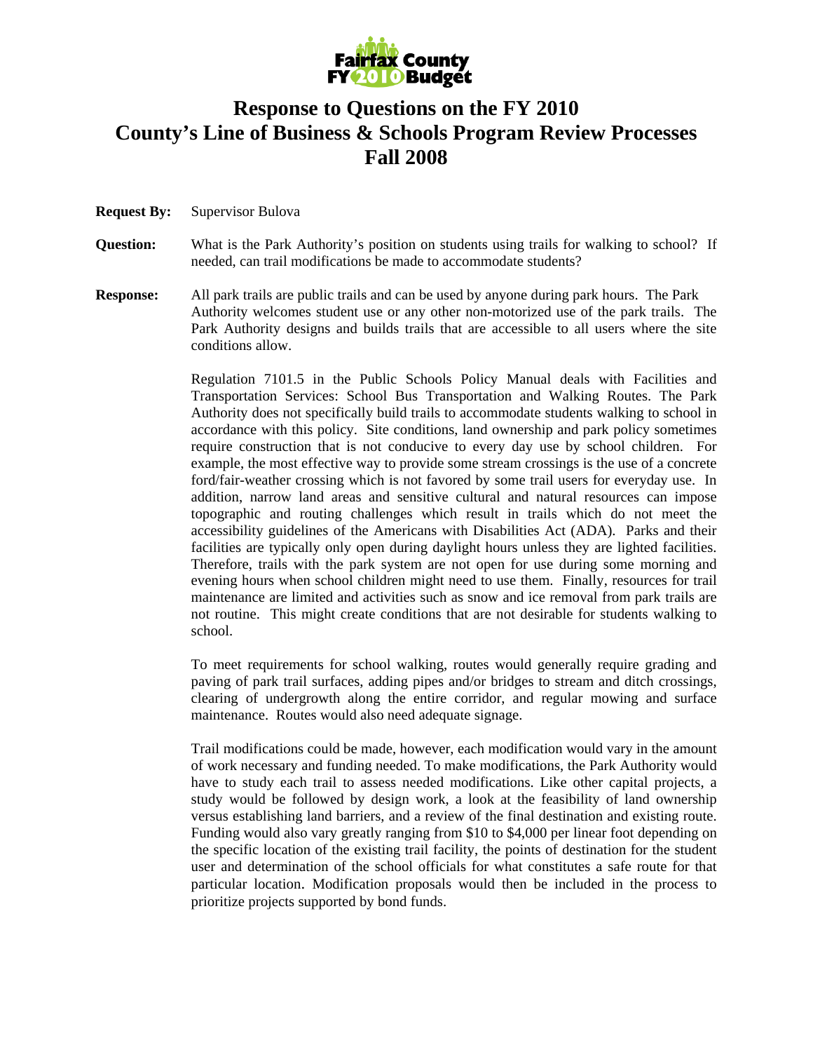Fairfax County FY 2010 Budget

# Response to Questions on the FY 2010 County's Line of Business & Schools Program Review Processes Fall 2008

**Request By:** Supervisor Bulova

**Question:** What is the Park Authority's position on students using trails for walking to school? If needed, can trail modifications be made to accommodate students?

**Response:** All park trails are public trails and can be used by anyone during park hours. The Park Authority welcomes student use or any other non-motorized use of the park trails. The Park Authority designs and builds trails that are accessible to all users where the site conditions allow.

Regulation 7101.5 in the Public Schools Policy Manual deals with Facilities and Transportation Services: School Bus Transportation and Walking Routes. The Park Authority does not specifically build trails to accommodate students walking to school in accordance with this policy. Site conditions, land ownership and park policy sometimes require construction that is not conducive to every day use by school children. For example, the most effective way to provide some stream crossings is the use of a concrete ford/fair-weather crossing which is not favored by some trail users for everyday use. In addition, narrow land areas and sensitive cultural and natural resources can impose topographic and routing challenges which result in trails which do not meet the accessibility guidelines of the Americans with Disabilities Act (ADA). Parks and their facilities are typically only open during daylight hours unless they are lighted facilities. Therefore, trails with the park system are not open for use during some morning and evening hours when school children might need to use them. Finally, resources for trail maintenance are limited and activities such as snow and ice removal from park trails are not routine. This might create conditions that are not desirable for students walking to school.

To meet requirements for school walking, routes would generally require grading and paving of park trail surfaces, adding pipes and/or bridges to stream and ditch crossings, clearing of undergrowth along the entire corridor, and regular mowing and surface maintenance. Routes would also need adequate signage.

Trail modifications could be made, however, each modification would vary in the amount of work necessary and funding needed. To make modifications, the Park Authority would have to study each trail to assess needed modifications. Like other capital projects, a study would be followed by design work, a look at the feasibility of land ownership versus establishing land barriers, and a review of the final destination and existing route. Funding would also vary greatly ranging from $10 to $4,000 per linear foot depending on the specific location of the existing trail facility, the points of destination for the student user and determination of the school officials for what constitutes a safe route for that particular location. Modification proposals would then be included in the process to prioritize projects supported by bond funds.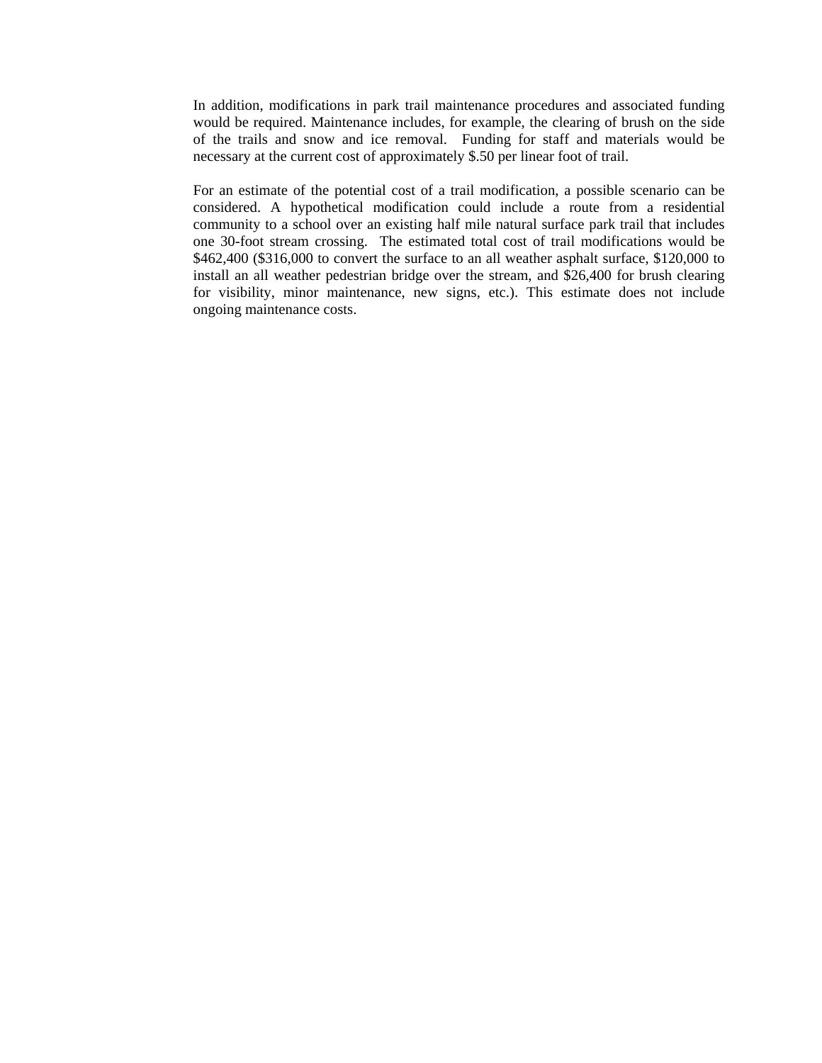In addition, modifications in park trail maintenance procedures and associated funding would be required. Maintenance includes, for example, the clearing of brush on the side of the trails and snow and ice removal. Funding for staff and materials would be necessary at the current cost of approximately $.50 per linear foot of trail.

For an estimate of the potential cost of a trail modification, a possible scenario can be considered. A hypothetical modification could include a route from a residential community to a school over an existing half mile natural surface park trail that includes one 30-foot stream crossing. The estimated total cost of trail modifications would be $462,400 ($316,000 to convert the surface to an all weather asphalt surface, $120,000 to install an all weather pedestrian bridge over the stream, and $26,400 for brush clearing for visibility, minor maintenance, new signs, etc.). This estimate does not include ongoing maintenance costs.